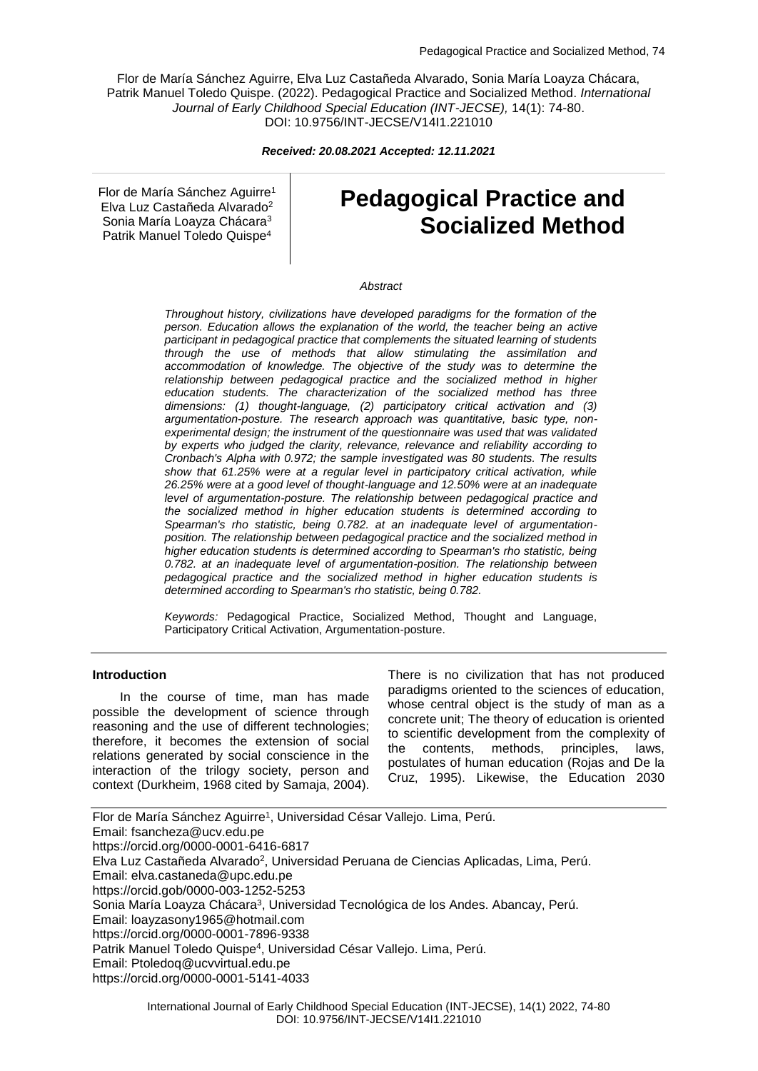Flor de María Sánchez Aguirre, Elva Luz Castañeda Alvarado, Sonia María Loayza Chácara, Patrik Manuel Toledo Quispe. (2022). Pedagogical Practice and Socialized Method. *International Journal of Early Childhood Special Education (INT-JECSE),* 14(1): 74-80. DOI: 10.9756/INT-JECSE/V14I1.221010

***Received: 20.08.2021 Accepted: 12.11.2021***

Flor de María Sánchez Aguirre[1]
Elva Luz Castañeda Alvarado[2]
Sonia María Loayza Chácara[3]
Patrik Manuel Toledo Quispe[4]

# Pedagogical Practice and Socialized Method

*Abstract*

*Throughout history, civilizations have developed paradigms for the formation of the person. Education allows the explanation of the world, the teacher being an active participant in pedagogical practice that complements the situated learning of students through the use of methods that allow stimulating the assimilation and accommodation of knowledge. The objective of the study was to determine the relationship between pedagogical practice and the socialized method in higher education students. The characterization of the socialized method has three dimensions: (1) thought-language, (2) participatory critical activation and (3) argumentation-posture. The research approach was quantitative, basic type, non-experimental design; the instrument of the questionnaire was used that was validated by experts who judged the clarity, relevance, relevance and reliability according to Cronbach's Alpha with 0.972; the sample investigated was 80 students. The results show that 61.25% were at a regular level in participatory critical activation, while 26.25% were at a good level of thought-language and 12.50% were at an inadequate level of argumentation-posture. The relationship between pedagogical practice and the socialized method in higher education students is determined according to Spearman's rho statistic, being 0.782. at an inadequate level of argumentation-position. The relationship between pedagogical practice and the socialized method in higher education students is determined according to Spearman's rho statistic, being 0.782. at an inadequate level of argumentation-position. The relationship between pedagogical practice and the socialized method in higher education students is determined according to Spearman's rho statistic, being 0.782.*

*Keywords:* Pedagogical Practice, Socialized Method, Thought and Language, Participatory Critical Activation, Argumentation-posture.

## Introduction

In the course of time, man has made possible the development of science through reasoning and the use of different technologies; therefore, it becomes the extension of social relations generated by social conscience in the interaction of the trilogy society, person and context (Durkheim, 1968 cited by Samaja, 2004). There is no civilization that has not produced paradigms oriented to the sciences of education, whose central object is the study of man as a concrete unit; The theory of education is oriented to scientific development from the complexity of the contents, methods, principles, laws, postulates of human education (Rojas and De la Cruz, 1995). Likewise, the Education 2030

Flor de María Sánchez Aguirre[1], Universidad César Vallejo. Lima, Perú.
Email: fsancheza@ucv.edu.pe
https://orcid.org/0000-0001-6416-6817
Elva Luz Castañeda Alvarado[2], Universidad Peruana de Ciencias Aplicadas, Lima, Perú.
Email: elva.castaneda@upc.edu.pe
https://orcid.gob/0000-003-1252-5253
Sonia María Loayza Chácara[3], Universidad Tecnológica de los Andes. Abancay, Perú.
Email: loayzasony1965@hotmail.com
https://orcid.org/0000-0001-7896-9338
Patrik Manuel Toledo Quispe[4], Universidad César Vallejo. Lima, Perú.
Email: Ptoledoq@ucvvirtual.edu.pe
https://orcid.org/0000-0001-5141-4033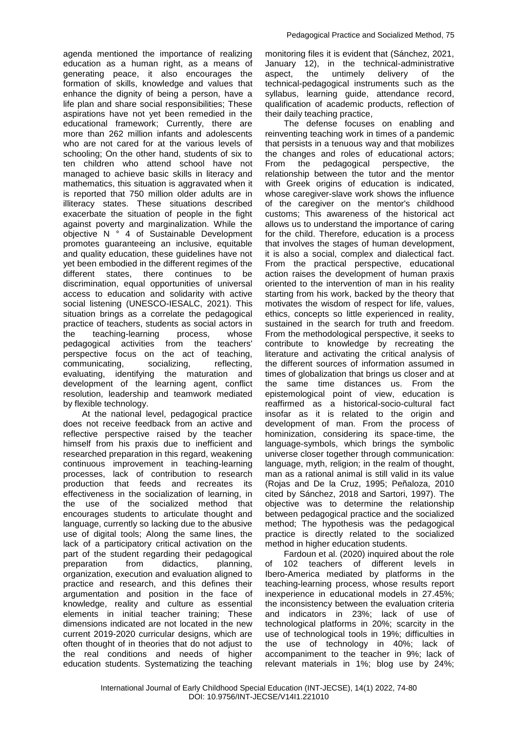agenda mentioned the importance of realizing education as a human right, as a means of generating peace, it also encourages the formation of skills, knowledge and values that enhance the dignity of being a person, have a life plan and share social responsibilities; These aspirations have not yet been remedied in the educational framework; Currently, there are more than 262 million infants and adolescents who are not cared for at the various levels of schooling; On the other hand, students of six to ten children who attend school have not managed to achieve basic skills in literacy and mathematics, this situation is aggravated when it is reported that 750 million older adults are in illiteracy states. These situations described exacerbate the situation of people in the fight against poverty and marginalization. While the objective N ° 4 of Sustainable Development promotes guaranteeing an inclusive, equitable and quality education, these guidelines have not yet been embodied in the different regimes of the different states, there continues to be discrimination, equal opportunities of universal access to education and solidarity with active social listening (UNESCO-IESALC, 2021). This situation brings as a correlate the pedagogical practice of teachers, students as social actors in the teaching-learning process, whose pedagogical activities from the teachers' perspective focus on the act of teaching, communicating, socializing, reflecting, evaluating, identifying the maturation and development of the learning agent, conflict resolution, leadership and teamwork mediated by flexible technology.

At the national level, pedagogical practice does not receive feedback from an active and reflective perspective raised by the teacher himself from his praxis due to inefficient and researched preparation in this regard, weakening continuous improvement in teaching-learning processes, lack of contribution to research production that feeds and recreates its effectiveness in the socialization of learning, in the use of the socialized method that encourages students to articulate thought and language, currently so lacking due to the abusive use of digital tools; Along the same lines, the lack of a participatory critical activation on the part of the student regarding their pedagogical preparation from didactics, planning, organization, execution and evaluation aligned to practice and research, and this defines their argumentation and position in the face of knowledge, reality and culture as essential elements in initial teacher training; These dimensions indicated are not located in the new current 2019-2020 curricular designs, which are often thought of in theories that do not adjust to the real conditions and needs of higher education students. Systematizing the teaching monitoring files it is evident that (Sánchez, 2021, January 12), in the technical-administrative aspect, the untimely delivery of the technical-pedagogical instruments such as the syllabus, learning guide, attendance record, qualification of academic products, reflection of their daily teaching practice,

The defense focuses on enabling and reinventing teaching work in times of a pandemic that persists in a tenuous way and that mobilizes the changes and roles of educational actors; From the pedagogical perspective, the relationship between the tutor and the mentor with Greek origins of education is indicated, whose caregiver-slave work shows the influence of the caregiver on the mentor's childhood customs; This awareness of the historical act allows us to understand the importance of caring for the child. Therefore, education is a process that involves the stages of human development, it is also a social, complex and dialectical fact. From the practical perspective, educational action raises the development of human praxis oriented to the intervention of man in his reality starting from his work, backed by the theory that motivates the wisdom of respect for life, values, ethics, concepts so little experienced in reality, sustained in the search for truth and freedom. From the methodological perspective, it seeks to contribute to knowledge by recreating the literature and activating the critical analysis of the different sources of information assumed in times of globalization that brings us closer and at the same time distances us. From the epistemological point of view, education is reaffirmed as a historical-socio-cultural fact insofar as it is related to the origin and development of man. From the process of hominization, considering its space-time, the language-symbols, which brings the symbolic universe closer together through communication: language, myth, religion; in the realm of thought, man as a rational animal is still valid in its value (Rojas and De la Cruz, 1995; Peñaloza, 2010 cited by Sánchez, 2018 and Sartori, 1997). The objective was to determine the relationship between pedagogical practice and the socialized method; The hypothesis was the pedagogical practice is directly related to the socialized method in higher education students.

Fardoun et al. (2020) inquired about the role of 102 teachers of different levels in Ibero-America mediated by platforms in the teaching-learning process, whose results report inexperience in educational models in 27.45%; the inconsistency between the evaluation criteria and indicators in 23%; lack of use of technological platforms in 20%; scarcity in the use of technological tools in 19%; difficulties in the use of technology in 40%; lack of accompaniment to the teacher in 9%; lack of relevant materials in 1%; blog use by 24%;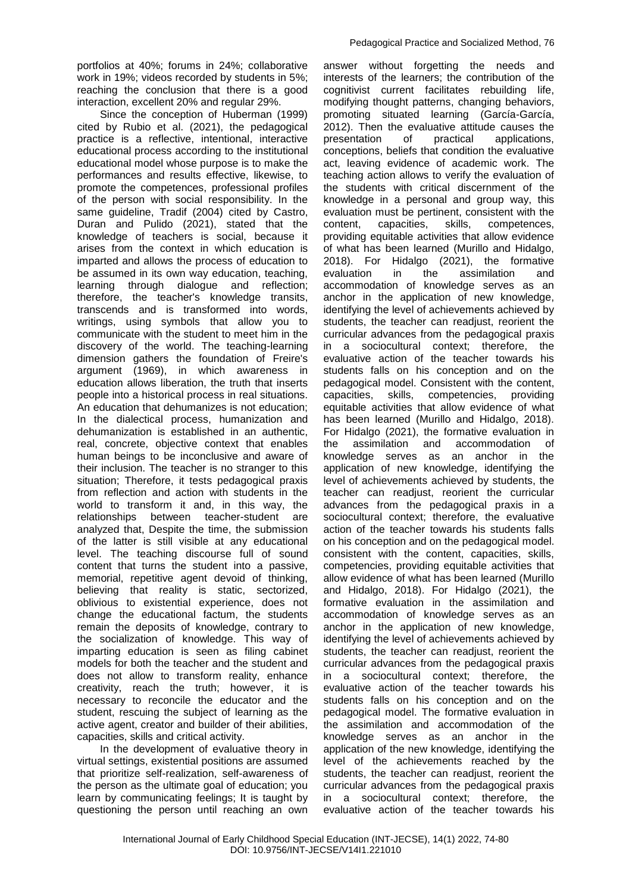portfolios at 40%; forums in 24%; collaborative work in 19%; videos recorded by students in 5%; reaching the conclusion that there is a good interaction, excellent 20% and regular 29%.

Since the conception of Huberman (1999) cited by Rubio et al. (2021), the pedagogical practice is a reflective, intentional, interactive educational process according to the institutional educational model whose purpose is to make the performances and results effective, likewise, to promote the competences, professional profiles of the person with social responsibility. In the same guideline, Tradif (2004) cited by Castro, Duran and Pulido (2021), stated that the knowledge of teachers is social, because it arises from the context in which education is imparted and allows the process of education to be assumed in its own way education, teaching, learning through dialogue and reflection; therefore, the teacher's knowledge transits, transcends and is transformed into words, writings, using symbols that allow you to communicate with the student to meet him in the discovery of the world. The teaching-learning dimension gathers the foundation of Freire's argument (1969), in which awareness in education allows liberation, the truth that inserts people into a historical process in real situations. An education that dehumanizes is not education; In the dialectical process, humanization and dehumanization is established in an authentic, real, concrete, objective context that enables human beings to be inconclusive and aware of their inclusion. The teacher is no stranger to this situation; Therefore, it tests pedagogical praxis from reflection and action with students in the world to transform it and, in this way, the relationships between teacher-student are analyzed that, Despite the time, the submission of the latter is still visible at any educational level. The teaching discourse full of sound content that turns the student into a passive, memorial, repetitive agent devoid of thinking, believing that reality is static, sectorized, oblivious to existential experience, does not change the educational factum, the students remain the deposits of knowledge, contrary to the socialization of knowledge. This way of imparting education is seen as filing cabinet models for both the teacher and the student and does not allow to transform reality, enhance creativity, reach the truth; however, it is necessary to reconcile the educator and the student, rescuing the subject of learning as the active agent, creator and builder of their abilities, capacities, skills and critical activity.

In the development of evaluative theory in virtual settings, existential positions are assumed that prioritize self-realization, self-awareness of the person as the ultimate goal of education; you learn by communicating feelings; It is taught by questioning the person until reaching an own answer without forgetting the needs and interests of the learners; the contribution of the cognitivist current facilitates rebuilding life, modifying thought patterns, changing behaviors, promoting situated learning (García-García, 2012). Then the evaluative attitude causes the presentation of practical applications, conceptions, beliefs that condition the evaluative act, leaving evidence of academic work. The teaching action allows to verify the evaluation of the students with critical discernment of the knowledge in a personal and group way, this evaluation must be pertinent, consistent with the content, capacities, skills, competences, providing equitable activities that allow evidence of what has been learned (Murillo and Hidalgo, 2018). For Hidalgo (2021), the formative evaluation in the assimilation and accommodation of knowledge serves as an anchor in the application of new knowledge, identifying the level of achievements achieved by students, the teacher can readjust, reorient the curricular advances from the pedagogical praxis in a sociocultural context; therefore, the evaluative action of the teacher towards his students falls on his conception and on the pedagogical model. Consistent with the content, capacities, skills, competencies, providing equitable activities that allow evidence of what has been learned (Murillo and Hidalgo, 2018). For Hidalgo (2021), the formative evaluation in the assimilation and accommodation of knowledge serves as an anchor in the application of new knowledge, identifying the level of achievements achieved by students, the teacher can readjust, reorient the curricular advances from the pedagogical praxis in a sociocultural context; therefore, the evaluative action of the teacher towards his students falls on his conception and on the pedagogical model. consistent with the content, capacities, skills, competencies, providing equitable activities that allow evidence of what has been learned (Murillo and Hidalgo, 2018). For Hidalgo (2021), the formative evaluation in the assimilation and accommodation of knowledge serves as an anchor in the application of new knowledge, identifying the level of achievements achieved by students, the teacher can readjust, reorient the curricular advances from the pedagogical praxis in a sociocultural context; therefore, the evaluative action of the teacher towards his students falls on his conception and on the pedagogical model. The formative evaluation in the assimilation and accommodation of the knowledge serves as an anchor in the application of the new knowledge, identifying the level of the achievements reached by the students, the teacher can readjust, reorient the curricular advances from the pedagogical praxis in a sociocultural context; therefore, the evaluative action of the teacher towards his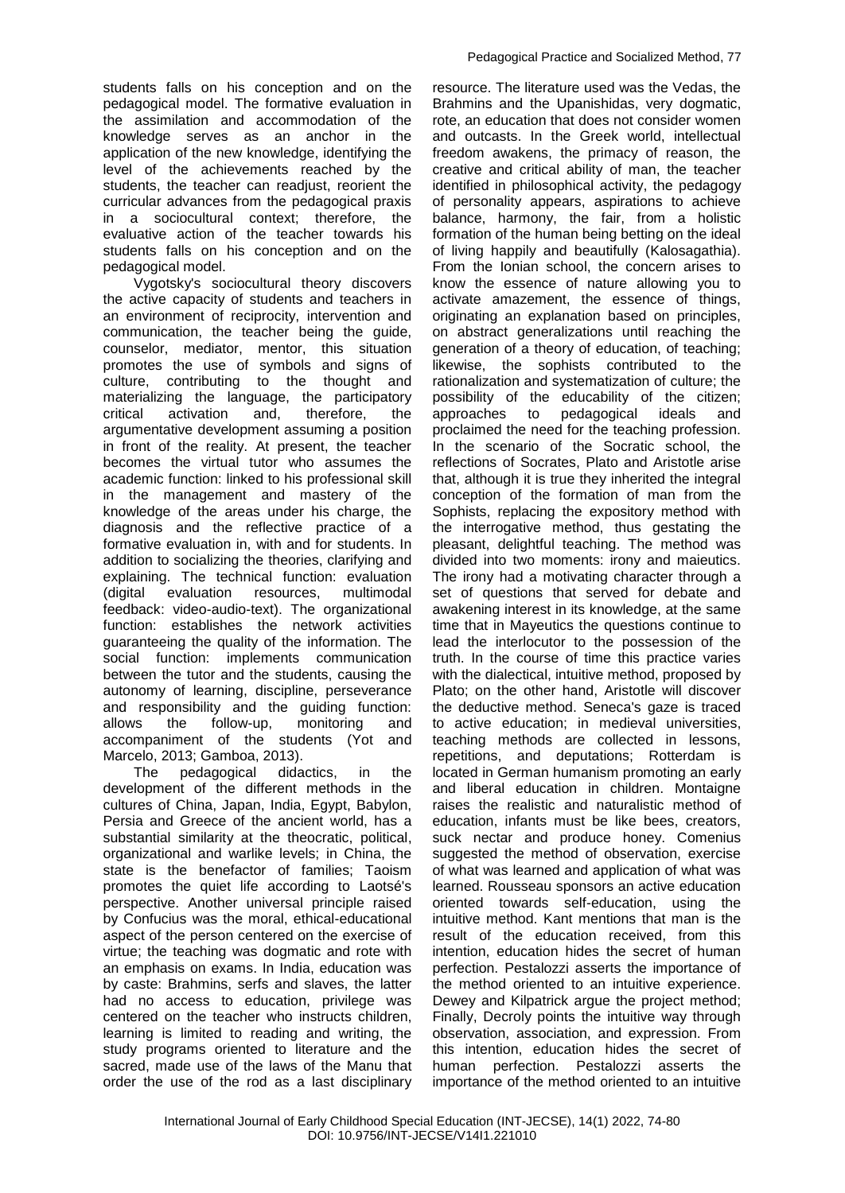students falls on his conception and on the pedagogical model. The formative evaluation in the assimilation and accommodation of the knowledge serves as an anchor in the application of the new knowledge, identifying the level of the achievements reached by the students, the teacher can readjust, reorient the curricular advances from the pedagogical praxis in a sociocultural context; therefore, the evaluative action of the teacher towards his students falls on his conception and on the pedagogical model.

Vygotsky's sociocultural theory discovers the active capacity of students and teachers in an environment of reciprocity, intervention and communication, the teacher being the guide, counselor, mediator, mentor, this situation promotes the use of symbols and signs of culture, contributing to the thought and materializing the language, the participatory critical activation and, therefore, the argumentative development assuming a position in front of the reality. At present, the teacher becomes the virtual tutor who assumes the academic function: linked to his professional skill in the management and mastery of the knowledge of the areas under his charge, the diagnosis and the reflective practice of a formative evaluation in, with and for students. In addition to socializing the theories, clarifying and explaining. The technical function: evaluation (digital evaluation resources, multimodal feedback: video-audio-text). The organizational function: establishes the network activities guaranteeing the quality of the information. The social function: implements communication between the tutor and the students, causing the autonomy of learning, discipline, perseverance and responsibility and the guiding function: allows the follow-up, monitoring and accompaniment of the students (Yot and Marcelo, 2013; Gamboa, 2013).

The pedagogical didactics, in the development of the different methods in the cultures of China, Japan, India, Egypt, Babylon, Persia and Greece of the ancient world, has a substantial similarity at the theocratic, political, organizational and warlike levels; in China, the state is the benefactor of families; Taoism promotes the quiet life according to Laotsé's perspective. Another universal principle raised by Confucius was the moral, ethical-educational aspect of the person centered on the exercise of virtue; the teaching was dogmatic and rote with an emphasis on exams. In India, education was by caste: Brahmins, serfs and slaves, the latter had no access to education, privilege was centered on the teacher who instructs children, learning is limited to reading and writing, the study programs oriented to literature and the sacred, made use of the laws of the Manu that order the use of the rod as a last disciplinary resource. The literature used was the Vedas, the Brahmins and the Upanishidas, very dogmatic, rote, an education that does not consider women and outcasts. In the Greek world, intellectual freedom awakens, the primacy of reason, the creative and critical ability of man, the teacher identified in philosophical activity, the pedagogy of personality appears, aspirations to achieve balance, harmony, the fair, from a holistic formation of the human being betting on the ideal of living happily and beautifully (Kalosagathia). From the Ionian school, the concern arises to know the essence of nature allowing you to activate amazement, the essence of things, originating an explanation based on principles, on abstract generalizations until reaching the generation of a theory of education, of teaching; likewise, the sophists contributed to the rationalization and systematization of culture; the possibility of the educability of the citizen; approaches to pedagogical ideals and proclaimed the need for the teaching profession. In the scenario of the Socratic school, the reflections of Socrates, Plato and Aristotle arise that, although it is true they inherited the integral conception of the formation of man from the Sophists, replacing the expository method with the interrogative method, thus gestating the pleasant, delightful teaching. The method was divided into two moments: irony and maieutics. The irony had a motivating character through a set of questions that served for debate and awakening interest in its knowledge, at the same time that in Mayeutics the questions continue to lead the interlocutor to the possession of the truth. In the course of time this practice varies with the dialectical, intuitive method, proposed by Plato; on the other hand, Aristotle will discover the deductive method. Seneca's gaze is traced to active education; in medieval universities, teaching methods are collected in lessons, repetitions, and deputations; Rotterdam is located in German humanism promoting an early and liberal education in children. Montaigne raises the realistic and naturalistic method of education, infants must be like bees, creators, suck nectar and produce honey. Comenius suggested the method of observation, exercise of what was learned and application of what was learned. Rousseau sponsors an active education oriented towards self-education, using the intuitive method. Kant mentions that man is the result of the education received, from this intention, education hides the secret of human perfection. Pestalozzi asserts the importance of the method oriented to an intuitive experience. Dewey and Kilpatrick argue the project method; Finally, Decroly points the intuitive way through observation, association, and expression. From this intention, education hides the secret of human perfection. Pestalozzi asserts the importance of the method oriented to an intuitive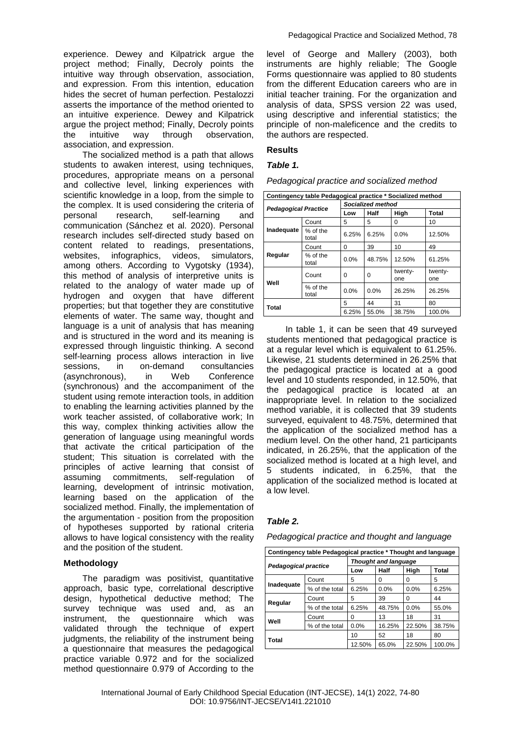experience. Dewey and Kilpatrick argue the project method; Finally, Decroly points the intuitive way through observation, association, and expression. From this intention, education hides the secret of human perfection. Pestalozzi asserts the importance of the method oriented to an intuitive experience. Dewey and Kilpatrick argue the project method; Finally, Decroly points the intuitive way through observation, association, and expression.

The socialized method is a path that allows students to awaken interest, using techniques, procedures, appropriate means on a personal and collective level, linking experiences with scientific knowledge in a loop, from the simple to the complex. It is used considering the criteria of personal research, self-learning and communication (Sánchez et al. 2020). Personal research includes self-directed study based on content related to readings, presentations, websites, infographics, videos, simulators, among others. According to Vygotsky (1934), this method of analysis of interpretive units is related to the analogy of water made up of hydrogen and oxygen that have different properties; but that together they are constitutive elements of water. The same way, thought and language is a unit of analysis that has meaning and is structured in the word and its meaning is expressed through linguistic thinking. A second self-learning process allows interaction in live sessions, in on-demand consultancies (asynchronous), in Web Conference (synchronous) and the accompaniment of the student using remote interaction tools, in addition to enabling the learning activities planned by the work teacher assisted, of collaborative work; In this way, complex thinking activities allow the generation of language using meaningful words that activate the critical participation of the student; This situation is correlated with the principles of active learning that consist of assuming commitments, self-regulation of learning, development of intrinsic motivation, learning based on the application of the socialized method. Finally, the implementation of the argumentation - position from the proposition of hypotheses supported by rational criteria allows to have logical consistency with the reality and the position of the student.

## Methodology

The paradigm was positivist, quantitative approach, basic type, correlational descriptive design, hypothetical deductive method; The survey technique was used and, as an instrument, the questionnaire which was validated through the technique of expert judgments, the reliability of the instrument being a questionnaire that measures the pedagogical practice variable 0.972 and for the socialized method questionnaire 0.979 of According to the level of George and Mallery (2003), both instruments are highly reliable; The Google Forms questionnaire was applied to 80 students from the different Education careers who are in initial teacher training. For the organization and analysis of data, SPSS version 22 was used, using descriptive and inferential statistics; the principle of non-maleficence and the credits to the authors are respected.

## Results

***Table 1.***

*Pedagogical practice and socialized method*

| Contingency table Pedagogical practice * Socialized method | | | | | |
|---|---|---|---|---|---|
| ***Pedagogical Practice*** | | ***Socialized method*** | | | |
| | | **Low** | **Half** | **High** | **Total** |
| **Inadequate** | Count | 5 | 5 | 0 | 10 |
| | % of the total | 6.25% | 6.25% | 0.0% | 12.50% |
| **Regular** | Count | 0 | 39 | 10 | 49 |
| | % of the total | 0.0% | 48.75% | 12.50% | 61.25% |
| **Well** | Count | 0 | 0 | twenty-one | twenty-one |
| | % of the total | 0.0% | 0.0% | 26.25% | 26.25% |
| **Total** | | 5 | 44 | 31 | 80 |
| | | 6.25% | 55.0% | 38.75% | 100.0% |

In table 1, it can be seen that 49 surveyed students mentioned that pedagogical practice is at a regular level which is equivalent to 61.25%. Likewise, 21 students determined in 26.25% that the pedagogical practice is located at a good level and 10 students responded, in 12.50%, that the pedagogical practice is located at an inappropriate level. In relation to the socialized method variable, it is collected that 39 students surveyed, equivalent to 48.75%, determined that the application of the socialized method has a medium level. On the other hand, 21 participants indicated, in 26.25%, that the application of the socialized method is located at a high level, and 5 students indicated, in 6.25%, that the application of the socialized method is located at a low level.

***Table 2.***

*Pedagogical practice and thought and language*

| Contingency table Pedagogical practice * Thought and language | | | | | |
|---|---|---|---|---|---|
| ***Pedagogical practice*** | | ***Thought and language*** | | | |
| | | **Low** | **Half** | **High** | **Total** |
| **Inadequate** | Count | 5 | 0 | 0 | 5 |
| | % of the total | 6.25% | 0.0% | 0.0% | 6.25% |
| **Regular** | Count | 5 | 39 | 0 | 44 |
| | % of the total | 6.25% | 48.75% | 0.0% | 55.0% |
| **Well** | Count | 0 | 13 | 18 | 31 |
| | % of the total | 0.0% | 16.25% | 22.50% | 38.75% |
| **Total** | | 10 | 52 | 18 | 80 |
| | | 12.50% | 65.0% | 22.50% | 100.0% |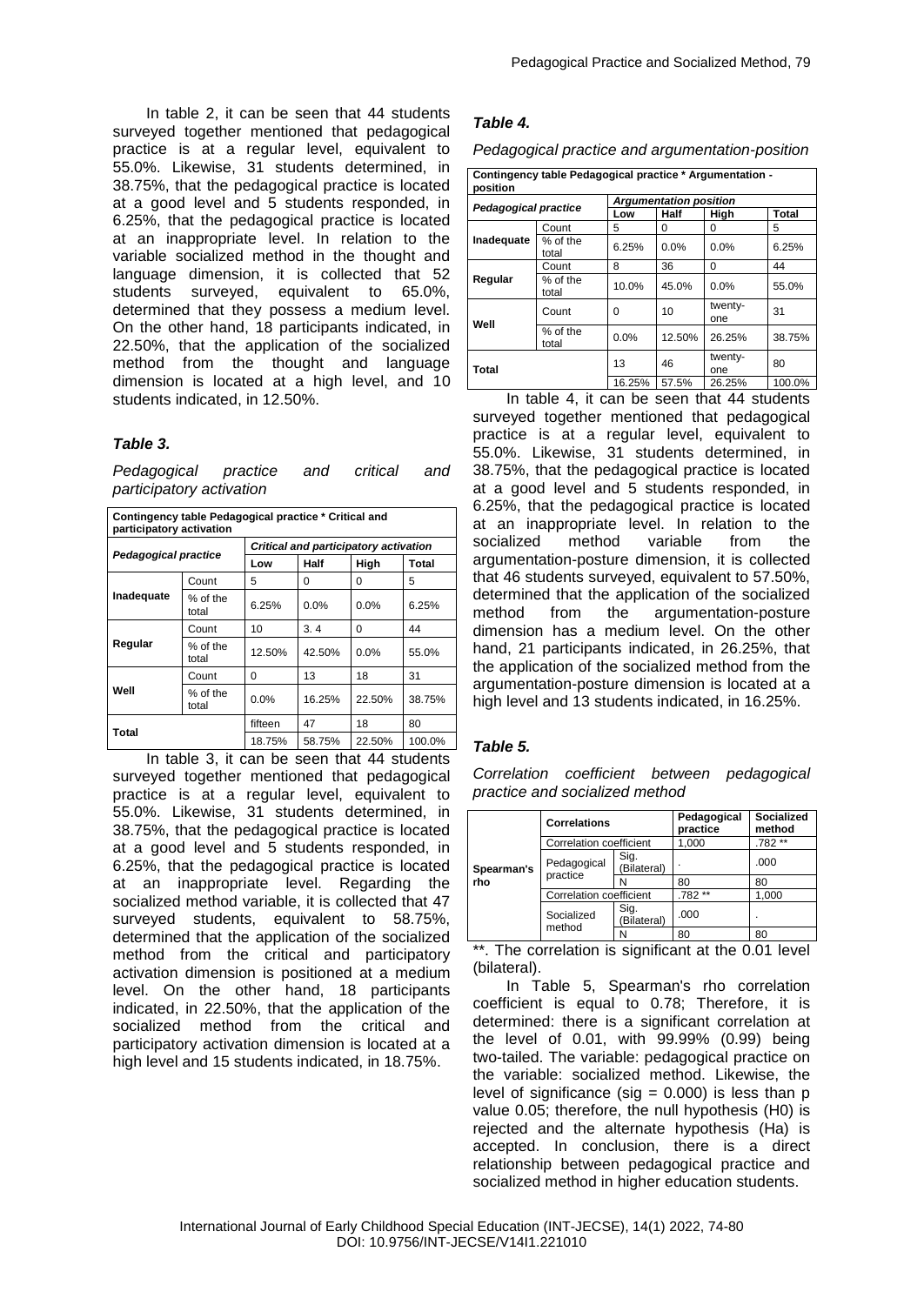In table 2, it can be seen that 44 students surveyed together mentioned that pedagogical practice is at a regular level, equivalent to 55.0%. Likewise, 31 students determined, in 38.75%, that the pedagogical practice is located at a good level and 5 students responded, in 6.25%, that the pedagogical practice is located at an inappropriate level. In relation to the variable socialized method in the thought and language dimension, it is collected that 52 students surveyed, equivalent to 65.0%, determined that they possess a medium level. On the other hand, 18 participants indicated, in 22.50%, that the application of the socialized method from the thought and language dimension is located at a high level, and 10 students indicated, in 12.50%.

### *Table 3.*

*Pedagogical practice and critical and participatory activation*

| Contingency table Pedagogical practice * Critical and participatory activation | | | | | |
|---|---|---|---|---|---|
| ***Pedagogical practice*** | | ***Critical and participatory activation*** | | | |
| | | **Low** | **Half** | **High** | **Total** |
| **Inadequate** | Count | 5 | 0 | 0 | 5 |
| | % of the total | 6.25% | 0.0% | 0.0% | 6.25% |
| **Regular** | Count | 10 | 3. 4 | 0 | 44 |
| | % of the total | 12.50% | 42.50% | 0.0% | 55.0% |
| **Well** | Count | 0 | 13 | 18 | 31 |
| | % of the total | 0.0% | 16.25% | 22.50% | 38.75% |
| **Total** | | fifteen | 47 | 18 | 80 |
| | | 18.75% | 58.75% | 22.50% | 100.0% |

In table 3, it can be seen that 44 students surveyed together mentioned that pedagogical practice is at a regular level, equivalent to 55.0%. Likewise, 31 students determined, in 38.75%, that the pedagogical practice is located at a good level and 5 students responded, in 6.25%, that the pedagogical practice is located at an inappropriate level. Regarding the socialized method variable, it is collected that 47 surveyed students, equivalent to 58.75%, determined that the application of the socialized method from the critical and participatory activation dimension is positioned at a medium level. On the other hand, 18 participants indicated, in 22.50%, that the application of the socialized method from the critical and participatory activation dimension is located at a high level and 15 students indicated, in 18.75%.

### *Table 4.*

*Pedagogical practice and argumentation-position*

| Contingency table Pedagogical practice * Argumentation - position | | | | | |
|---|---|---|---|---|---|
| ***Pedagogical practice*** | | ***Argumentation position*** | | | |
| | | **Low** | **Half** | **High** | **Total** |
| **Inadequate** | Count | 5 | 0 | 0 | 5 |
| | % of the total | 6.25% | 0.0% | 0.0% | 6.25% |
| **Regular** | Count | 8 | 36 | 0 | 44 |
| | % of the total | 10.0% | 45.0% | 0.0% | 55.0% |
| **Well** | Count | 0 | 10 | twenty-one | 31 |
| | % of the total | 0.0% | 12.50% | 26.25% | 38.75% |
| **Total** | | 13 | 46 | twenty-one | 80 |
| | | 16.25% | 57.5% | 26.25% | 100.0% |

In table 4, it can be seen that 44 students surveyed together mentioned that pedagogical practice is at a regular level, equivalent to 55.0%. Likewise, 31 students determined, in 38.75%, that the pedagogical practice is located at a good level and 5 students responded, in 6.25%, that the pedagogical practice is located at an inappropriate level. In relation to the socialized method variable from the argumentation-posture dimension, it is collected that 46 students surveyed, equivalent to 57.50%, determined that the application of the socialized method from the argumentation-posture dimension has a medium level. On the other hand, 21 participants indicated, in 26.25%, that the application of the socialized method from the argumentation-posture dimension is located at a high level and 13 students indicated, in 16.25%.

### *Table 5.*

*Correlation coefficient between pedagogical practice and socialized method*

| | **Correlations** | | **Pedagogical practice** | **Socialized method** |
|---|---|---|---|---|
| **Spearman's rho** | Correlation coefficient | | 1,000 | .782 ** |
| | Pedagogical practice | Sig. (Bilateral) | . | .000 |
| | | N | 80 | 80 |
| | Correlation coefficient | | .782 ** | 1,000 |
| | Socialized method | Sig. (Bilateral) | .000 | . |
| | | N | 80 | 80 |

**. The correlation is significant at the 0.01 level (bilateral).

In Table 5, Spearman's rho correlation coefficient is equal to 0.78; Therefore, it is determined: there is a significant correlation at the level of 0.01, with 99.99% (0.99) being two-tailed. The variable: pedagogical practice on the variable: socialized method. Likewise, the level of significance (sig = 0.000) is less than p value 0.05; therefore, the null hypothesis (H0) is rejected and the alternate hypothesis (Ha) is accepted. In conclusion, there is a direct relationship between pedagogical practice and socialized method in higher education students.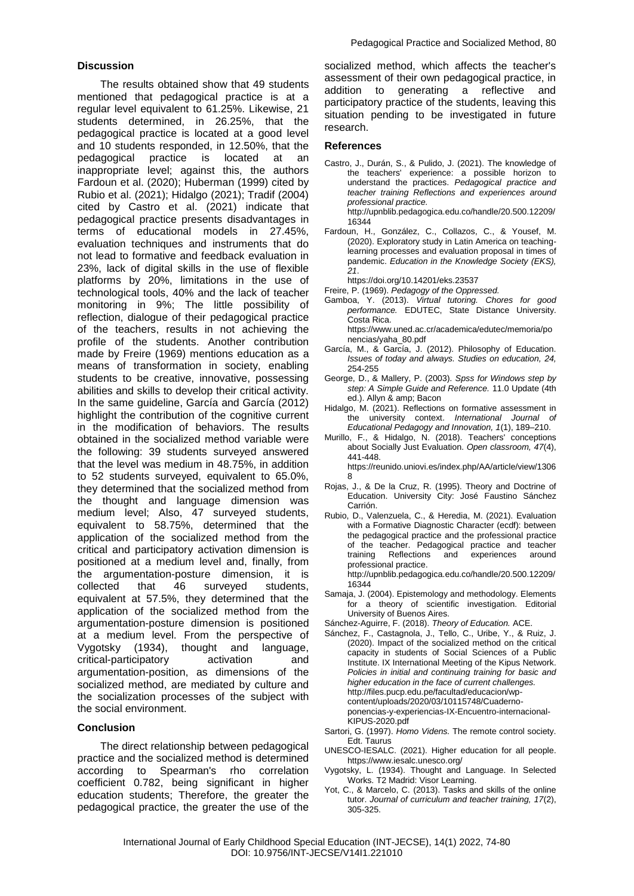## Discussion

The results obtained show that 49 students mentioned that pedagogical practice is at a regular level equivalent to 61.25%. Likewise, 21 students determined, in 26.25%, that the pedagogical practice is located at a good level and 10 students responded, in 12.50%, that the pedagogical practice is located at an inappropriate level; against this, the authors Fardoun et al. (2020); Huberman (1999) cited by Rubio et al. (2021); Hidalgo (2021); Tradif (2004) cited by Castro et al. (2021) indicate that pedagogical practice presents disadvantages in terms of educational models in 27.45%, evaluation techniques and instruments that do not lead to formative and feedback evaluation in 23%, lack of digital skills in the use of flexible platforms by 20%, limitations in the use of technological tools, 40% and the lack of teacher monitoring in 9%; The little possibility of reflection, dialogue of their pedagogical practice of the teachers, results in not achieving the profile of the students. Another contribution made by Freire (1969) mentions education as a means of transformation in society, enabling students to be creative, innovative, possessing abilities and skills to develop their critical activity. In the same guideline, García and García (2012) highlight the contribution of the cognitive current in the modification of behaviors. The results obtained in the socialized method variable were the following: 39 students surveyed answered that the level was medium in 48.75%, in addition to 52 students surveyed, equivalent to 65.0%, they determined that the socialized method from the thought and language dimension was medium level; Also, 47 surveyed students, equivalent to 58.75%, determined that the application of the socialized method from the critical and participatory activation dimension is positioned at a medium level and, finally, from the argumentation-posture dimension, it is collected that 46 surveyed students, equivalent at 57.5%, they determined that the application of the socialized method from the argumentation-posture dimension is positioned at a medium level. From the perspective of Vygotsky (1934), thought and language, critical-participatory activation and argumentation-position, as dimensions of the socialized method, are mediated by culture and the socialization processes of the subject with the social environment.

## Conclusion

The direct relationship between pedagogical practice and the socialized method is determined according to Spearman's rho correlation coefficient 0.782, being significant in higher education students; Therefore, the greater the pedagogical practice, the greater the use of the socialized method, which affects the teacher's assessment of their own pedagogical practice, in addition to generating a reflective and participatory practice of the students, leaving this situation pending to be investigated in future research.

## References

Castro, J., Durán, S., & Pulido, J. (2021). The knowledge of the teachers' experience: a possible horizon to understand the practices. *Pedagogical practice and teacher training Reflections and experiences around professional practice.* http://upnblib.pedagogica.edu.co/handle/20.500.12209/16344

Fardoun, H., González, C., Collazos, C., & Yousef, M. (2020). Exploratory study in Latin America on teaching-learning processes and evaluation proposal in times of pandemic. *Education in the Knowledge Society (EKS), 21*. https://doi.org/10.14201/eks.23537

Freire, P. (1969). *Pedagogy of the Oppressed.*

Gamboa, Y. (2013). *Virtual tutoring. Chores for good performance.* EDUTEC, State Distance University. Costa Rica. https://www.uned.ac.cr/academica/edutec/memoria/ponencias/yaha_80.pdf

García, M., & García, J. (2012). Philosophy of Education. *Issues of today and always. Studies on education, 24,* 254-255

George, D., & Mallery, P. (2003). *Spss for Windows step by step: A Simple Guide and Reference.* 11.0 Update (4th ed.). Allyn & amp; Bacon

Hidalgo, M. (2021). Reflections on formative assessment in the university context. *International Journal of Educational Pedagogy and Innovation, 1*(1), 189–210.

Murillo, F., & Hidalgo, N. (2018). Teachers' conceptions about Socially Just Evaluation. *Open classroom, 47*(4), 441-448. https://reunido.uniovi.es/index.php/AA/article/view/13068

Rojas, J., & De la Cruz, R. (1995). Theory and Doctrine of Education. University City: José Faustino Sánchez Carrión.

Rubio, D., Valenzuela, C., & Heredia, M. (2021). Evaluation with a Formative Diagnostic Character (ecdf): between the pedagogical practice and the professional practice of the teacher. Pedagogical practice and teacher training Reflections and experiences around professional practice. http://upnblib.pedagogica.edu.co/handle/20.500.12209/16344

Samaja, J. (2004). Epistemology and methodology. Elements for a theory of scientific investigation. Editorial University of Buenos Aires.

Sánchez-Aguirre, F. (2018). *Theory of Education.* ACE.

Sánchez, F., Castagnola, J., Tello, C., Uribe, Y., & Ruiz, J. (2020). Impact of the socialized method on the critical capacity in students of Social Sciences of a Public Institute. IX International Meeting of the Kipus Network. *Policies in initial and continuing training for basic and higher education in the face of current challenges.* http://files.pucp.edu.pe/facultad/educacion/wp-content/uploads/2020/03/10115748/Cuaderno-ponencias-y-experiencias-IX-Encuentro-internacional-KIPUS-2020.pdf

Sartori, G. (1997). *Homo Videns.* The remote control society. Edt. Taurus

UNESCO-IESALC. (2021). Higher education for all people. https://www.iesalc.unesco.org/

Vygotsky, L. (1934). Thought and Language. In Selected Works. T2 Madrid: Visor Learning.

Yot, C., & Marcelo, C. (2013). Tasks and skills of the online tutor. *Journal of curriculum and teacher training, 17*(2), 305-325.